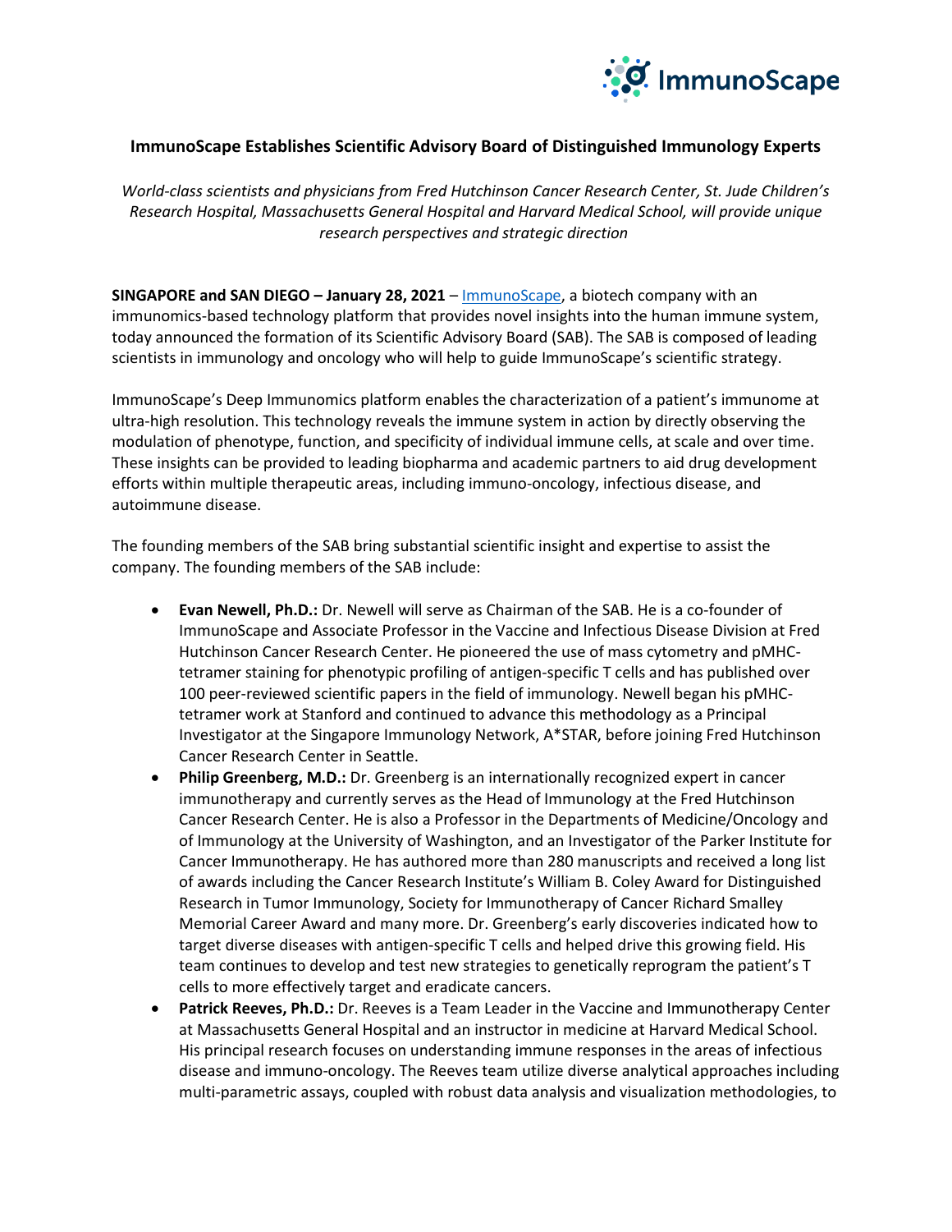# ImmunoScape Establishes Scientific Advisory Board of Distinguished Immunology Experts

*World-class scientists and physicians from Fred Hutchinson Cancer Research Center, St. Jude Children's Research Hospital, Massachusetts General Hospital and Harvard Medical School, will provide unique research perspectives and strategic direction*

**SINGAPORE and SAN DIEGO – January 28, 2021** – ImmunoScape, a biotech company with an immunomics-based technology platform that provides novel insights into the human immune system, today announced the formation of its Scientific Advisory Board (SAB). The SAB is composed of leading scientists in immunology and oncology who will help to guide ImmunoScape's scientific strategy.

ImmunoScape's Deep Immunomics platform enables the characterization of a patient's immunome at ultra-high resolution. This technology reveals the immune system in action by directly observing the modulation of phenotype, function, and specificity of individual immune cells, at scale and over time. These insights can be provided to leading biopharma and academic partners to aid drug development efforts within multiple therapeutic areas, including immuno-oncology, infectious disease, and autoimmune disease.

The founding members of the SAB bring substantial scientific insight and expertise to assist the company. The founding members of the SAB include:

- **Evan Newell, Ph.D.:** Dr. Newell will serve as Chairman of the SAB. He is a co-founder of ImmunoScape and Associate Professor in the Vaccine and Infectious Disease Division at Fred Hutchinson Cancer Research Center. He pioneered the use of mass cytometry and pMHC-tetramer staining for phenotypic profiling of antigen-specific T cells and has published over 100 peer-reviewed scientific papers in the field of immunology. Newell began his pMHC-tetramer work at Stanford and continued to advance this methodology as a Principal Investigator at the Singapore Immunology Network, A*STAR, before joining Fred Hutchinson Cancer Research Center in Seattle.
- **Philip Greenberg, M.D.:** Dr. Greenberg is an internationally recognized expert in cancer immunotherapy and currently serves as the Head of Immunology at the Fred Hutchinson Cancer Research Center. He is also a Professor in the Departments of Medicine/Oncology and of Immunology at the University of Washington, and an Investigator of the Parker Institute for Cancer Immunotherapy. He has authored more than 280 manuscripts and received a long list of awards including the Cancer Research Institute's William B. Coley Award for Distinguished Research in Tumor Immunology, Society for Immunotherapy of Cancer Richard Smalley Memorial Career Award and many more. Dr. Greenberg's early discoveries indicated how to target diverse diseases with antigen-specific T cells and helped drive this growing field. His team continues to develop and test new strategies to genetically reprogram the patient's T cells to more effectively target and eradicate cancers.
- **Patrick Reeves, Ph.D.:** Dr. Reeves is a Team Leader in the Vaccine and Immunotherapy Center at Massachusetts General Hospital and an instructor in medicine at Harvard Medical School. His principal research focuses on understanding immune responses in the areas of infectious disease and immuno-oncology. The Reeves team utilize diverse analytical approaches including multi-parametric assays, coupled with robust data analysis and visualization methodologies, to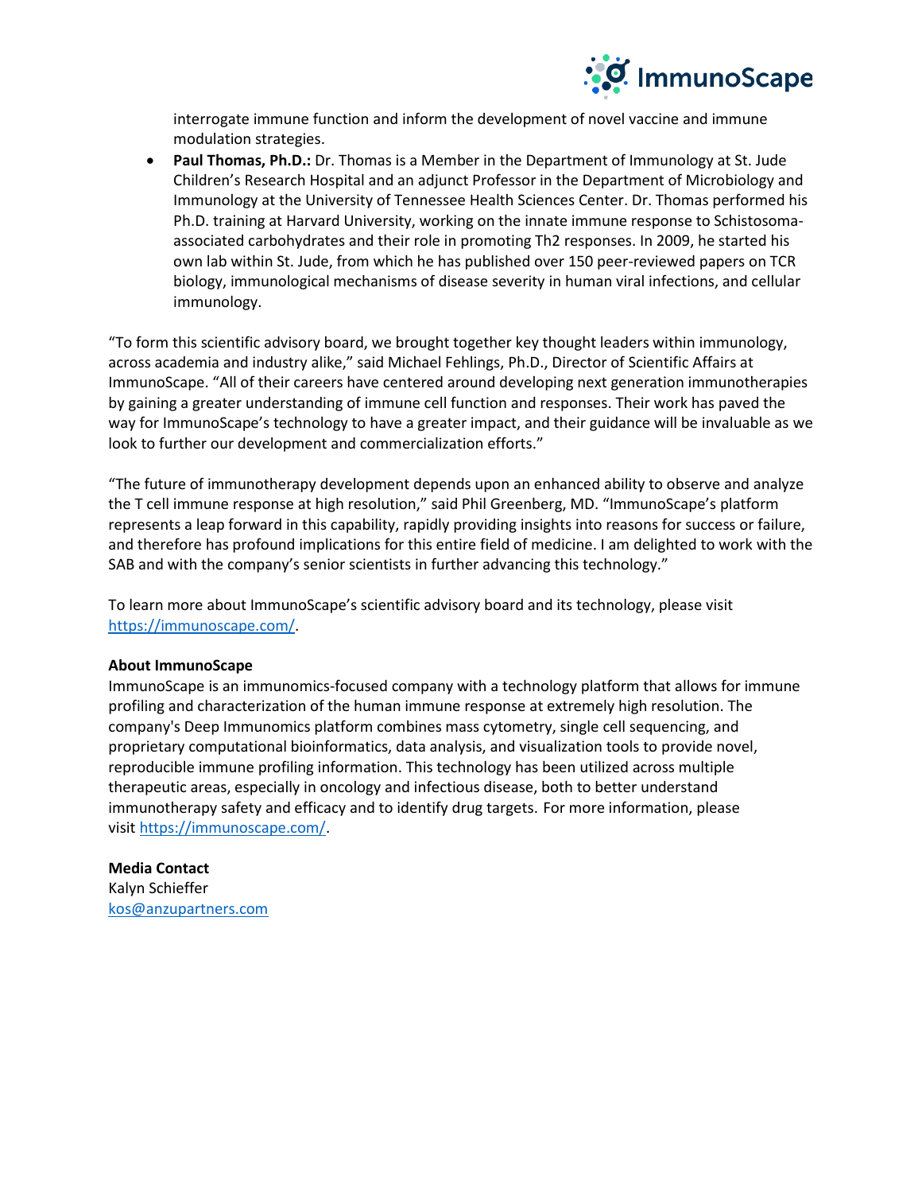interrogate immune function and inform the development of novel vaccine and immune modulation strategies.

- **Paul Thomas, Ph.D.:** Dr. Thomas is a Member in the Department of Immunology at St. Jude Children's Research Hospital and an adjunct Professor in the Department of Microbiology and Immunology at the University of Tennessee Health Sciences Center. Dr. Thomas performed his Ph.D. training at Harvard University, working on the innate immune response to Schistosoma-associated carbohydrates and their role in promoting Th2 responses. In 2009, he started his own lab within St. Jude, from which he has published over 150 peer-reviewed papers on TCR biology, immunological mechanisms of disease severity in human viral infections, and cellular immunology.

"To form this scientific advisory board, we brought together key thought leaders within immunology, across academia and industry alike," said Michael Fehlings, Ph.D., Director of Scientific Affairs at ImmunoScape. "All of their careers have centered around developing next generation immunotherapies by gaining a greater understanding of immune cell function and responses. Their work has paved the way for ImmunoScape's technology to have a greater impact, and their guidance will be invaluable as we look to further our development and commercialization efforts."

"The future of immunotherapy development depends upon an enhanced ability to observe and analyze the T cell immune response at high resolution," said Phil Greenberg, MD. "ImmunoScape's platform represents a leap forward in this capability, rapidly providing insights into reasons for success or failure, and therefore has profound implications for this entire field of medicine. I am delighted to work with the SAB and with the company's senior scientists in further advancing this technology."

To learn more about ImmunoScape's scientific advisory board and its technology, please visit https://immunoscape.com/.

**About ImmunoScape**
ImmunoScape is an immunomics-focused company with a technology platform that allows for immune profiling and characterization of the human immune response at extremely high resolution. The company's Deep Immunomics platform combines mass cytometry, single cell sequencing, and proprietary computational bioinformatics, data analysis, and visualization tools to provide novel, reproducible immune profiling information. This technology has been utilized across multiple therapeutic areas, especially in oncology and infectious disease, both to better understand immunotherapy safety and efficacy and to identify drug targets. For more information, please visit https://immunoscape.com/.

**Media Contact**
Kalyn Schieffer
kos@anzupartners.com